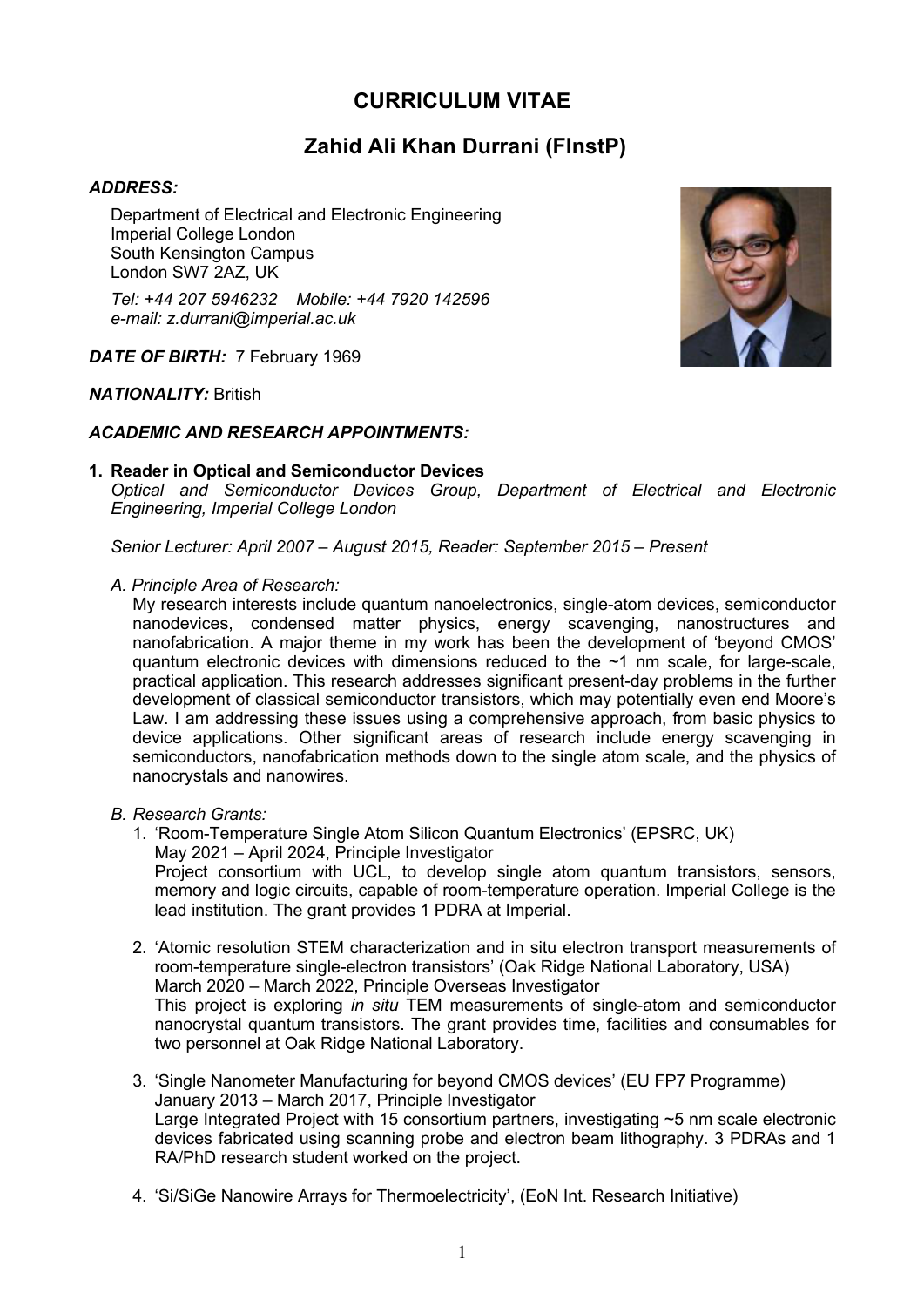# CURRICULUM VITAE

## Zahid Ali Khan Durrani (FInstP)

***ADDRESS:***

Department of Electrical and Electronic Engineering
Imperial College London
South Kensington Campus
London SW7 2AZ, UK

*Tel: +44 207 5946232    Mobile: +44 7920 142596*
*e-mail: z.durrani@imperial.ac.uk*

***DATE OF BIRTH:*** 7 February 1969

***NATIONALITY:*** British

***ACADEMIC AND RESEARCH APPOINTMENTS:***

**1. Reader in Optical and Semiconductor Devices**
*Optical and Semiconductor Devices Group, Department of Electrical and Electronic Engineering, Imperial College London*

*Senior Lecturer: April 2007 – August 2015, Reader: September 2015 – Present*

*A. Principle Area of Research:*

My research interests include quantum nanoelectronics, single-atom devices, semiconductor nanodevices, condensed matter physics, energy scavenging, nanostructures and nanofabrication. A major theme in my work has been the development of 'beyond CMOS' quantum electronic devices with dimensions reduced to the ~1 nm scale, for large-scale, practical application. This research addresses significant present-day problems in the further development of classical semiconductor transistors, which may potentially even end Moore's Law. I am addressing these issues using a comprehensive approach, from basic physics to device applications. Other significant areas of research include energy scavenging in semiconductors, nanofabrication methods down to the single atom scale, and the physics of nanocrystals and nanowires.

*B. Research Grants:*

1. 'Room-Temperature Single Atom Silicon Quantum Electronics' (EPSRC, UK)
   May 2021 – April 2024, Principle Investigator
   Project consortium with UCL, to develop single atom quantum transistors, sensors, memory and logic circuits, capable of room-temperature operation. Imperial College is the lead institution. The grant provides 1 PDRA at Imperial.

2. 'Atomic resolution STEM characterization and in situ electron transport measurements of room-temperature single-electron transistors' (Oak Ridge National Laboratory, USA)
   March 2020 – March 2022, Principle Overseas Investigator
   This project is exploring *in situ* TEM measurements of single-atom and semiconductor nanocrystal quantum transistors. The grant provides time, facilities and consumables for two personnel at Oak Ridge National Laboratory.

3. 'Single Nanometer Manufacturing for beyond CMOS devices' (EU FP7 Programme)
   January 2013 – March 2017, Principle Investigator
   Large Integrated Project with 15 consortium partners, investigating ~5 nm scale electronic devices fabricated using scanning probe and electron beam lithography. 3 PDRAs and 1 RA/PhD research student worked on the project.

4. 'Si/SiGe Nanowire Arrays for Thermoelectricity', (EoN Int. Research Initiative)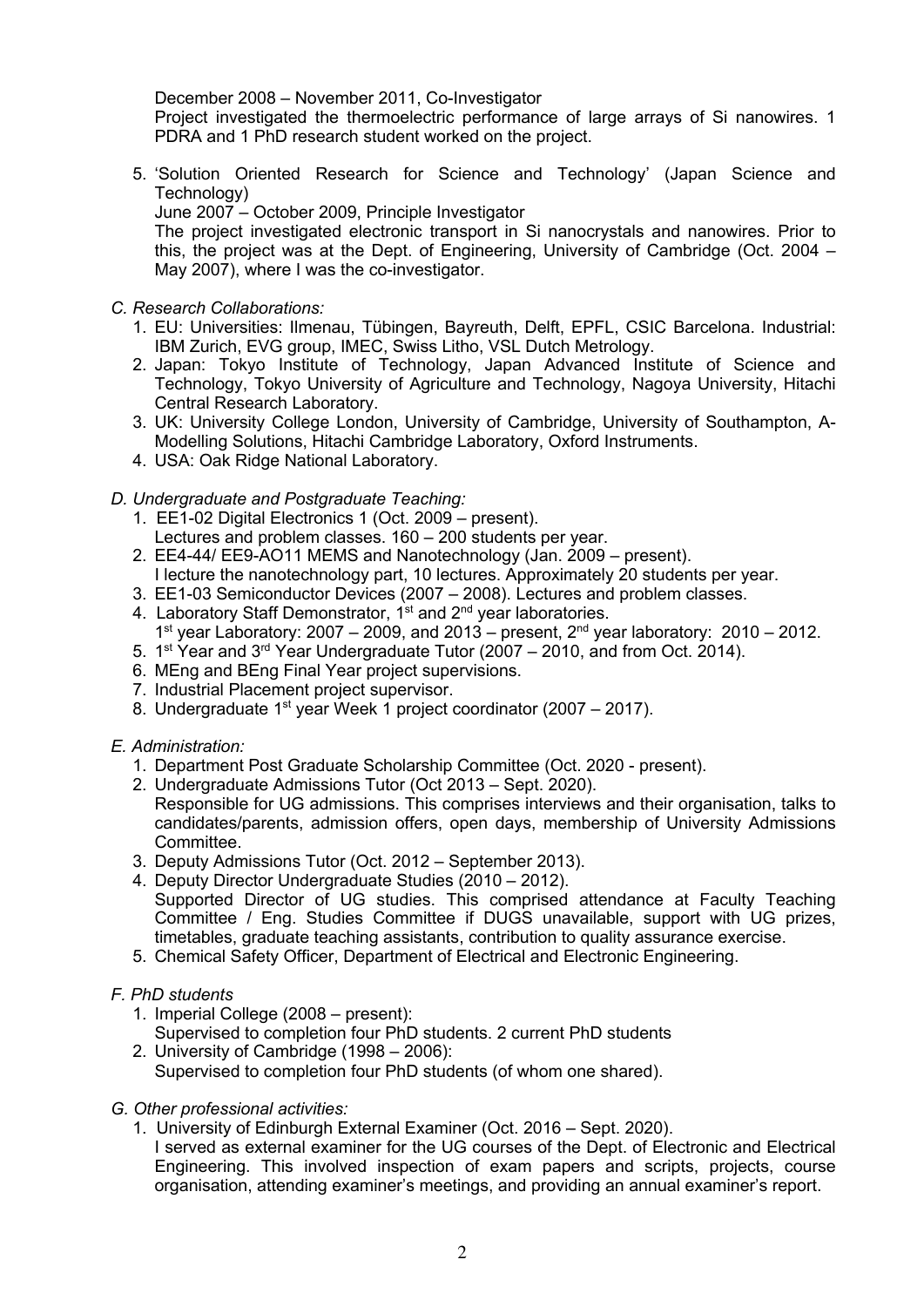December 2008 – November 2011, Co-Investigator
Project investigated the thermoelectric performance of large arrays of Si nanowires. 1 PDRA and 1 PhD research student worked on the project.

5. 'Solution Oriented Research for Science and Technology' (Japan Science and Technology)
   June 2007 – October 2009, Principle Investigator
   The project investigated electronic transport in Si nanocrystals and nanowires. Prior to this, the project was at the Dept. of Engineering, University of Cambridge (Oct. 2004 – May 2007), where I was the co-investigator.

*C. Research Collaborations:*

1. EU: Universities: Ilmenau, Tübingen, Bayreuth, Delft, EPFL, CSIC Barcelona. Industrial: IBM Zurich, EVG group, IMEC, Swiss Litho, VSL Dutch Metrology.
2. Japan: Tokyo Institute of Technology, Japan Advanced Institute of Science and Technology, Tokyo University of Agriculture and Technology, Nagoya University, Hitachi Central Research Laboratory.
3. UK: University College London, University of Cambridge, University of Southampton, A-Modelling Solutions, Hitachi Cambridge Laboratory, Oxford Instruments.
4. USA: Oak Ridge National Laboratory.

*D. Undergraduate and Postgraduate Teaching:*

1. EE1-02 Digital Electronics 1 (Oct. 2009 – present).
   Lectures and problem classes. 160 – 200 students per year.
2. EE4-44/ EE9-AO11 MEMS and Nanotechnology (Jan. 2009 – present).
   I lecture the nanotechnology part, 10 lectures. Approximately 20 students per year.
3. EE1-03 Semiconductor Devices (2007 – 2008). Lectures and problem classes.
4. Laboratory Staff Demonstrator, 1st and 2nd year laboratories.
   1st year Laboratory: 2007 – 2009, and 2013 – present, 2nd year laboratory: 2010 – 2012.
5. 1st Year and 3rd Year Undergraduate Tutor (2007 – 2010, and from Oct. 2014).
6. MEng and BEng Final Year project supervisions.
7. Industrial Placement project supervisor.
8. Undergraduate 1st year Week 1 project coordinator (2007 – 2017).

*E. Administration:*

1. Department Post Graduate Scholarship Committee (Oct. 2020 - present).
2. Undergraduate Admissions Tutor (Oct 2013 – Sept. 2020).
   Responsible for UG admissions. This comprises interviews and their organisation, talks to candidates/parents, admission offers, open days, membership of University Admissions Committee.
3. Deputy Admissions Tutor (Oct. 2012 – September 2013).
4. Deputy Director Undergraduate Studies (2010 – 2012).
   Supported Director of UG studies. This comprised attendance at Faculty Teaching Committee / Eng. Studies Committee if DUGS unavailable, support with UG prizes, timetables, graduate teaching assistants, contribution to quality assurance exercise.
5. Chemical Safety Officer, Department of Electrical and Electronic Engineering.

*F. PhD students*

1. Imperial College (2008 – present):
   Supervised to completion four PhD students. 2 current PhD students
2. University of Cambridge (1998 – 2006):
   Supervised to completion four PhD students (of whom one shared).

*G. Other professional activities:*

1. University of Edinburgh External Examiner (Oct. 2016 – Sept. 2020).
   I served as external examiner for the UG courses of the Dept. of Electronic and Electrical Engineering. This involved inspection of exam papers and scripts, projects, course organisation, attending examiner's meetings, and providing an annual examiner's report.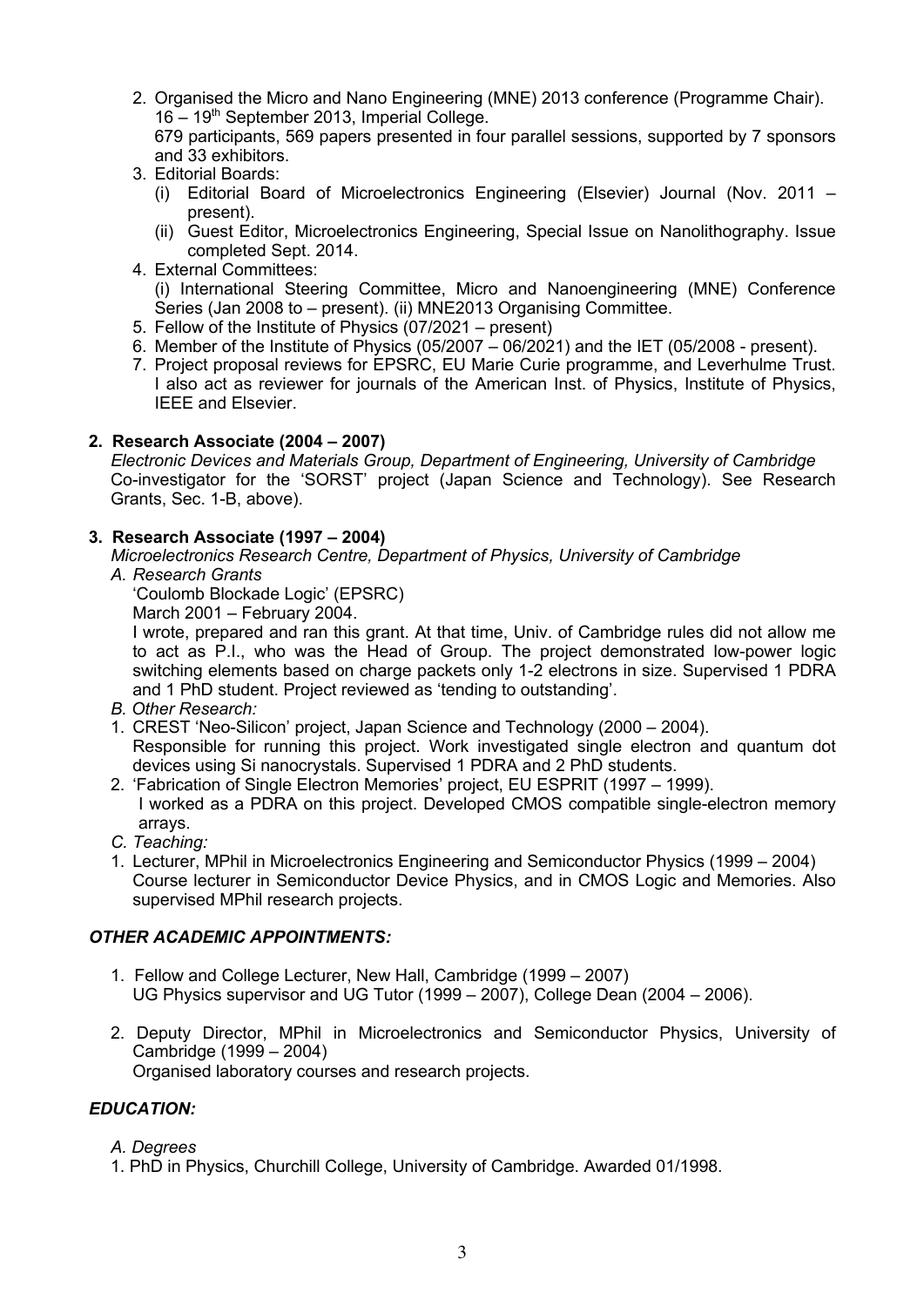2. Organised the Micro and Nano Engineering (MNE) 2013 conference (Programme Chair). 16 – 19th September 2013, Imperial College.
   679 participants, 569 papers presented in four parallel sessions, supported by 7 sponsors and 33 exhibitors.
3. Editorial Boards:
   (i) Editorial Board of Microelectronics Engineering (Elsevier) Journal (Nov. 2011 – present).
   (ii) Guest Editor, Microelectronics Engineering, Special Issue on Nanolithography. Issue completed Sept. 2014.
4. External Committees:
   (i) International Steering Committee, Micro and Nanoengineering (MNE) Conference Series (Jan 2008 to – present). (ii) MNE2013 Organising Committee.
5. Fellow of the Institute of Physics (07/2021 – present)
6. Member of the Institute of Physics (05/2007 – 06/2021) and the IET (05/2008 - present).
7. Project proposal reviews for EPSRC, EU Marie Curie programme, and Leverhulme Trust. I also act as reviewer for journals of the American Inst. of Physics, Institute of Physics, IEEE and Elsevier.

**2. Research Associate (2004 – 2007)**

*Electronic Devices and Materials Group, Department of Engineering, University of Cambridge*
Co-investigator for the 'SORST' project (Japan Science and Technology). See Research Grants, Sec. 1-B, above).

**3. Research Associate (1997 – 2004)**

*Microelectronics Research Centre, Department of Physics, University of Cambridge*

*A. Research Grants*

'Coulomb Blockade Logic' (EPSRC)
March 2001 – February 2004.
I wrote, prepared and ran this grant. At that time, Univ. of Cambridge rules did not allow me to act as P.I., who was the Head of Group. The project demonstrated low-power logic switching elements based on charge packets only 1-2 electrons in size. Supervised 1 PDRA and 1 PhD student. Project reviewed as 'tending to outstanding'.

*B. Other Research:*

1. CREST 'Neo-Silicon' project, Japan Science and Technology (2000 – 2004).
   Responsible for running this project. Work investigated single electron and quantum dot devices using Si nanocrystals. Supervised 1 PDRA and 2 PhD students.
2. 'Fabrication of Single Electron Memories' project, EU ESPRIT (1997 – 1999).
   I worked as a PDRA on this project. Developed CMOS compatible single-electron memory arrays.

*C. Teaching:*

1. Lecturer, MPhil in Microelectronics Engineering and Semiconductor Physics (1999 – 2004)
   Course lecturer in Semiconductor Device Physics, and in CMOS Logic and Memories. Also supervised MPhil research projects.

### *OTHER ACADEMIC APPOINTMENTS:*

1. Fellow and College Lecturer, New Hall, Cambridge (1999 – 2007)
   UG Physics supervisor and UG Tutor (1999 – 2007), College Dean (2004 – 2006).

2. Deputy Director, MPhil in Microelectronics and Semiconductor Physics, University of Cambridge (1999 – 2004)
   Organised laboratory courses and research projects.

### *EDUCATION:*

*A. Degrees*

1. PhD in Physics, Churchill College, University of Cambridge. Awarded 01/1998.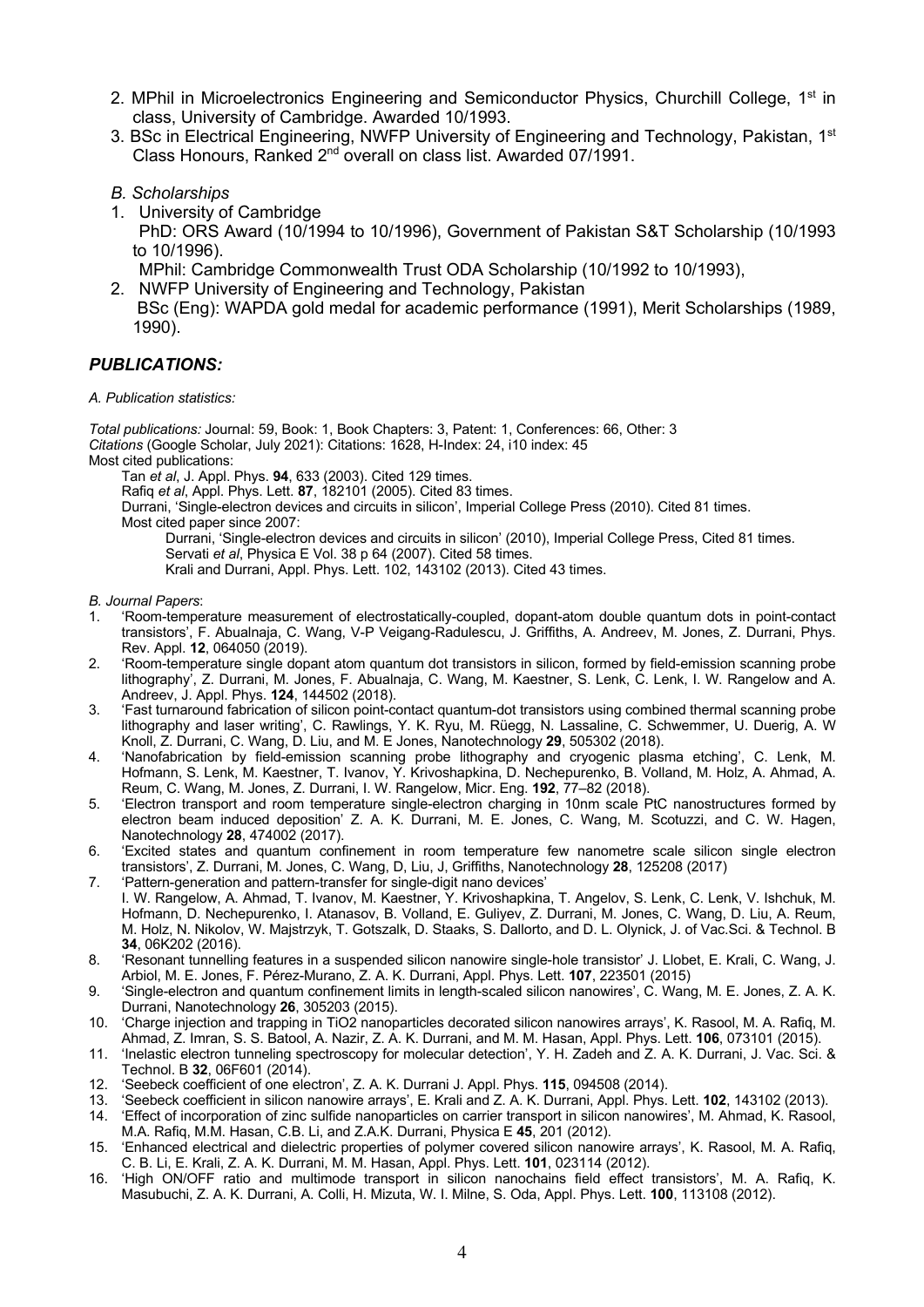2. MPhil in Microelectronics Engineering and Semiconductor Physics, Churchill College, 1st in class, University of Cambridge. Awarded 10/1993.
3. BSc in Electrical Engineering, NWFP University of Engineering and Technology, Pakistan, 1st Class Honours, Ranked 2nd overall on class list. Awarded 07/1991.

*B. Scholarships*

1. University of Cambridge
   PhD: ORS Award (10/1994 to 10/1996), Government of Pakistan S&T Scholarship (10/1993 to 10/1996).
   MPhil: Cambridge Commonwealth Trust ODA Scholarship (10/1992 to 10/1993),
2. NWFP University of Engineering and Technology, Pakistan
   BSc (Eng): WAPDA gold medal for academic performance (1991), Merit Scholarships (1989, 1990).

## *PUBLICATIONS:*

*A. Publication statistics:*

*Total publications:* Journal: 59, Book: 1, Book Chapters: 3, Patent: 1, Conferences: 66, Other: 3
*Citations* (Google Scholar, July 2021): Citations: 1628, H-Index: 24, i10 index: 45
Most cited publications:

Tan *et al*, J. Appl. Phys. **94**, 633 (2003). Cited 129 times.
Rafiq *et al*, Appl. Phys. Lett. **87**, 182101 (2005). Cited 83 times.
Durrani, 'Single-electron devices and circuits in silicon', Imperial College Press (2010). Cited 81 times.
Most cited paper since 2007:

Durrani, 'Single-electron devices and circuits in silicon' (2010), Imperial College Press, Cited 81 times.
Servati *et al*, Physica E Vol. 38 p 64 (2007). Cited 58 times.
Krali and Durrani, Appl. Phys. Lett. 102, 143102 (2013). Cited 43 times.

*B. Journal Papers*:

1. 'Room-temperature measurement of electrostatically-coupled, dopant-atom double quantum dots in point-contact transistors', F. Abualnaja, C. Wang, V-P Veigang-Radulescu, J. Griffiths, A. Andreev, M. Jones, Z. Durrani, Phys. Rev. Appl. **12**, 064050 (2019).
2. 'Room-temperature single dopant atom quantum dot transistors in silicon, formed by field-emission scanning probe lithography', Z. Durrani, M. Jones, F. Abualnaja, C. Wang, M. Kaestner, S. Lenk, C. Lenk, I. W. Rangelow and A. Andreev, J. Appl. Phys. **124**, 144502 (2018).
3. 'Fast turnaround fabrication of silicon point-contact quantum-dot transistors using combined thermal scanning probe lithography and laser writing', C. Rawlings, Y. K. Ryu, M. Rüegg, N. Lassaline, C. Schwemmer, U. Duerig, A. W Knoll, Z. Durrani, C. Wang, D. Liu, and M. E Jones, Nanotechnology **29**, 505302 (2018).
4. 'Nanofabrication by field-emission scanning probe lithography and cryogenic plasma etching', C. Lenk, M. Hofmann, S. Lenk, M. Kaestner, T. Ivanov, Y. Krivoshapkina, D. Nechepurenko, B. Volland, M. Holz, A. Ahmad, A. Reum, C. Wang, M. Jones, Z. Durrani, I. W. Rangelow, Micr. Eng. **192**, 77–82 (2018).
5. 'Electron transport and room temperature single-electron charging in 10nm scale PtC nanostructures formed by electron beam induced deposition' Z. A. K. Durrani, M. E. Jones, C. Wang, M. Scotuzzi, and C. W. Hagen, Nanotechnology **28**, 474002 (2017).
6. 'Excited states and quantum confinement in room temperature few nanometre scale silicon single electron transistors', Z. Durrani, M. Jones, C. Wang, D, Liu, J, Griffiths, Nanotechnology **28**, 125208 (2017)
7. 'Pattern-generation and pattern-transfer for single-digit nano devices'
   I. W. Rangelow, A. Ahmad, T. Ivanov, M. Kaestner, Y. Krivoshapkina, T. Angelov, S. Lenk, C. Lenk, V. Ishchuk, M. Hofmann, D. Nechepurenko, I. Atanasov, B. Volland, E. Guliyev, Z. Durrani, M. Jones, C. Wang, D. Liu, A. Reum, M. Holz, N. Nikolov, W. Majstrzyk, T. Gotszalk, D. Staaks, S. Dallorto, and D. L. Olynick, J. of Vac.Sci. & Technol. B **34**, 06K202 (2016).
8. 'Resonant tunnelling features in a suspended silicon nanowire single-hole transistor' J. Llobet, E. Krali, C. Wang, J. Arbiol, M. E. Jones, F. Pérez-Murano, Z. A. K. Durrani, Appl. Phys. Lett. **107**, 223501 (2015)
9. 'Single-electron and quantum confinement limits in length-scaled silicon nanowires', C. Wang, M. E. Jones, Z. A. K. Durrani, Nanotechnology **26**, 305203 (2015).
10. 'Charge injection and trapping in TiO2 nanoparticles decorated silicon nanowires arrays', K. Rasool, M. A. Rafiq, M. Ahmad, Z. Imran, S. S. Batool, A. Nazir, Z. A. K. Durrani, and M. M. Hasan, Appl. Phys. Lett. **106**, 073101 (2015).
11. 'Inelastic electron tunneling spectroscopy for molecular detection', Y. H. Zadeh and Z. A. K. Durrani, J. Vac. Sci. & Technol. B **32**, 06F601 (2014).
12. 'Seebeck coefficient of one electron', Z. A. K. Durrani J. Appl. Phys. **115**, 094508 (2014).
13. 'Seebeck coefficient in silicon nanowire arrays', E. Krali and Z. A. K. Durrani, Appl. Phys. Lett. **102**, 143102 (2013).
14. 'Effect of incorporation of zinc sulfide nanoparticles on carrier transport in silicon nanowires', M. Ahmad, K. Rasool, M.A. Rafiq, M.M. Hasan, C.B. Li, and Z.A.K. Durrani, Physica E **45**, 201 (2012).
15. 'Enhanced electrical and dielectric properties of polymer covered silicon nanowire arrays', K. Rasool, M. A. Rafiq, C. B. Li, E. Krali, Z. A. K. Durrani, M. M. Hasan, Appl. Phys. Lett. **101**, 023114 (2012).
16. 'High ON/OFF ratio and multimode transport in silicon nanochains field effect transistors', M. A. Rafiq, K. Masubuchi, Z. A. K. Durrani, A. Colli, H. Mizuta, W. I. Milne, S. Oda, Appl. Phys. Lett. **100**, 113108 (2012).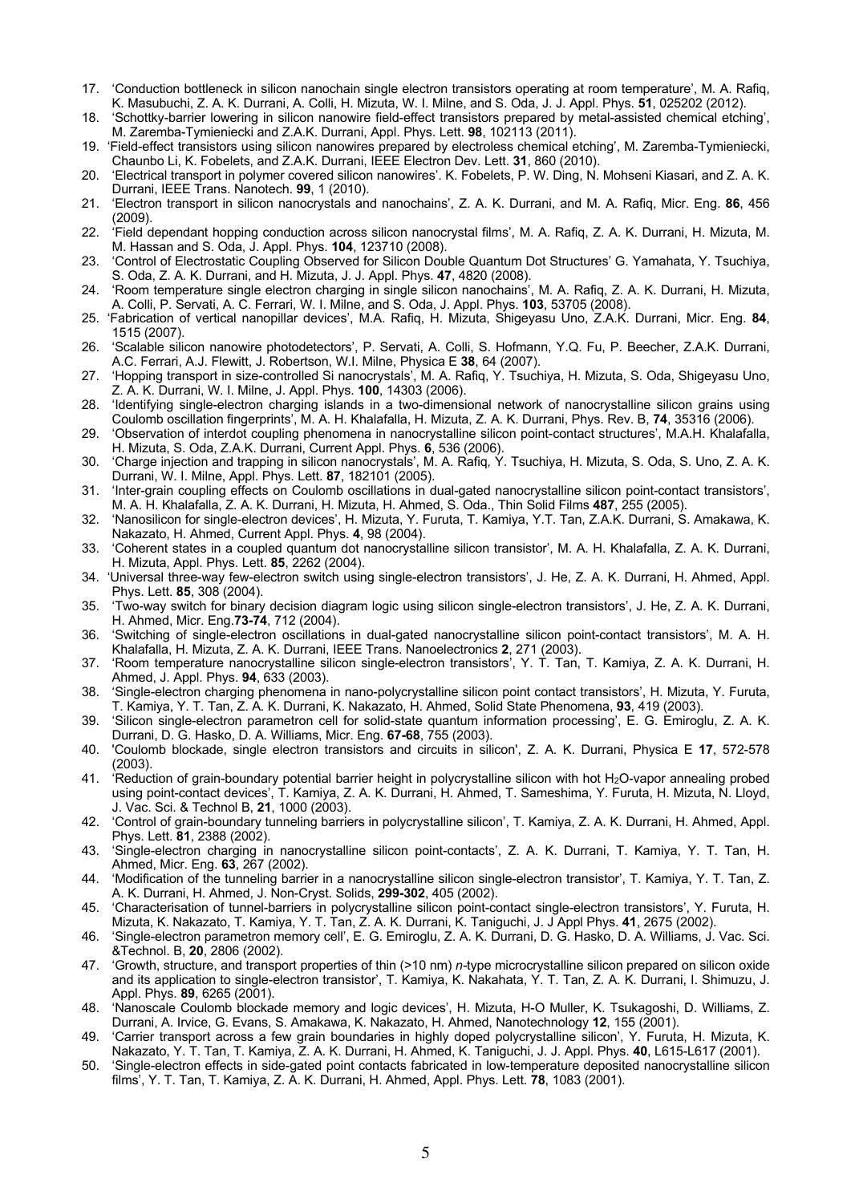17. 'Conduction bottleneck in silicon nanochain single electron transistors operating at room temperature', M. A. Rafiq, K. Masubuchi, Z. A. K. Durrani, A. Colli, H. Mizuta, W. I. Milne, and S. Oda, J. J. Appl. Phys. **51**, 025202 (2012).
18. 'Schottky-barrier lowering in silicon nanowire field-effect transistors prepared by metal-assisted chemical etching', M. Zaremba-Tymieniecki and Z.A.K. Durrani, Appl. Phys. Lett. **98**, 102113 (2011).
19. 'Field-effect transistors using silicon nanowires prepared by electroless chemical etching', M. Zaremba-Tymieniecki, Chaunbo Li, K. Fobelets, and Z.A.K. Durrani, IEEE Electron Dev. Lett. **31**, 860 (2010).
20. 'Electrical transport in polymer covered silicon nanowires'. K. Fobelets, P. W. Ding, N. Mohseni Kiasari, and Z. A. K. Durrani, IEEE Trans. Nanotech. **99**, 1 (2010).
21. 'Electron transport in silicon nanocrystals and nanochains', Z. A. K. Durrani, and M. A. Rafiq, Micr. Eng. **86**, 456 (2009).
22. 'Field dependant hopping conduction across silicon nanocrystal films', M. A. Rafiq, Z. A. K. Durrani, H. Mizuta, M. M. Hassan and S. Oda, J. Appl. Phys. **104**, 123710 (2008).
23. 'Control of Electrostatic Coupling Observed for Silicon Double Quantum Dot Structures' G. Yamahata, Y. Tsuchiya, S. Oda, Z. A. K. Durrani, and H. Mizuta, J. J. Appl. Phys. **47**, 4820 (2008).
24. 'Room temperature single electron charging in single silicon nanochains', M. A. Rafiq, Z. A. K. Durrani, H. Mizuta, A. Colli, P. Servati, A. C. Ferrari, W. I. Milne, and S. Oda, J. Appl. Phys. **103**, 53705 (2008).
25. 'Fabrication of vertical nanopillar devices', M.A. Rafiq, H. Mizuta, Shigeyasu Uno, Z.A.K. Durrani, Micr. Eng. **84**, 1515 (2007).
26. 'Scalable silicon nanowire photodetectors', P. Servati, A. Colli, S. Hofmann, Y.Q. Fu, P. Beecher, Z.A.K. Durrani, A.C. Ferrari, A.J. Flewitt, J. Robertson, W.I. Milne, Physica E **38**, 64 (2007).
27. 'Hopping transport in size-controlled Si nanocrystals', M. A. Rafiq, Y. Tsuchiya, H. Mizuta, S. Oda, Shigeyasu Uno, Z. A. K. Durrani, W. I. Milne, J. Appl. Phys. **100**, 14303 (2006).
28. 'Identifying single-electron charging islands in a two-dimensional network of nanocrystalline silicon grains using Coulomb oscillation fingerprints', M. A. H. Khalafalla, H. Mizuta, Z. A. K. Durrani, Phys. Rev. B, **74**, 35316 (2006).
29. 'Observation of interdot coupling phenomena in nanocrystalline silicon point-contact structures', M.A.H. Khalafalla, H. Mizuta, S. Oda, Z.A.K. Durrani, Current Appl. Phys. **6**, 536 (2006).
30. 'Charge injection and trapping in silicon nanocrystals', M. A. Rafiq, Y. Tsuchiya, H. Mizuta, S. Oda, S. Uno, Z. A. K. Durrani, W. I. Milne, Appl. Phys. Lett. **87**, 182101 (2005).
31. 'Inter-grain coupling effects on Coulomb oscillations in dual-gated nanocrystalline silicon point-contact transistors', M. A. H. Khalafalla, Z. A. K. Durrani, H. Mizuta, H. Ahmed, S. Oda., Thin Solid Films **487**, 255 (2005).
32. 'Nanosilicon for single-electron devices', H. Mizuta, Y. Furuta, T. Kamiya, Y.T. Tan, Z.A.K. Durrani, S. Amakawa, K. Nakazato, H. Ahmed, Current Appl. Phys. **4**, 98 (2004).
33. 'Coherent states in a coupled quantum dot nanocrystalline silicon transistor', M. A. H. Khalafalla, Z. A. K. Durrani, H. Mizuta, Appl. Phys. Lett. **85**, 2262 (2004).
34. 'Universal three-way few-electron switch using single-electron transistors', J. He, Z. A. K. Durrani, H. Ahmed, Appl. Phys. Lett. **85**, 308 (2004).
35. 'Two-way switch for binary decision diagram logic using silicon single-electron transistors', J. He, Z. A. K. Durrani, H. Ahmed, Micr. Eng.**73-74**, 712 (2004).
36. 'Switching of single-electron oscillations in dual-gated nanocrystalline silicon point-contact transistors', M. A. H. Khalafalla, H. Mizuta, Z. A. K. Durrani, IEEE Trans. Nanoelectronics **2**, 271 (2003).
37. 'Room temperature nanocrystalline silicon single-electron transistors', Y. T. Tan, T. Kamiya, Z. A. K. Durrani, H. Ahmed, J. Appl. Phys. **94**, 633 (2003).
38. 'Single-electron charging phenomena in nano-polycrystalline silicon point contact transistors', H. Mizuta, Y. Furuta, T. Kamiya, Y. T. Tan, Z. A. K. Durrani, K. Nakazato, H. Ahmed, Solid State Phenomena, **93**, 419 (2003).
39. 'Silicon single-electron parametron cell for solid-state quantum information processing', E. G. Emiroglu, Z. A. K. Durrani, D. G. Hasko, D. A. Williams, Micr. Eng. **67-68**, 755 (2003).
40. 'Coulomb blockade, single electron transistors and circuits in silicon', Z. A. K. Durrani, Physica E **17**, 572-578 (2003).
41. 'Reduction of grain-boundary potential barrier height in polycrystalline silicon with hot $H_2O$-vapor annealing probed using point-contact devices', T. Kamiya, Z. A. K. Durrani, H. Ahmed, T. Sameshima, Y. Furuta, H. Mizuta, N. Lloyd, J. Vac. Sci. & Technol B, **21**, 1000 (2003).
42. 'Control of grain-boundary tunneling barriers in polycrystalline silicon', T. Kamiya, Z. A. K. Durrani, H. Ahmed, Appl. Phys. Lett. **81**, 2388 (2002).
43. 'Single-electron charging in nanocrystalline silicon point-contacts', Z. A. K. Durrani, T. Kamiya, Y. T. Tan, H. Ahmed, Micr. Eng. **63**, 267 (2002).
44. 'Modification of the tunneling barrier in a nanocrystalline silicon single-electron transistor', T. Kamiya, Y. T. Tan, Z. A. K. Durrani, H. Ahmed, J. Non-Cryst. Solids, **299-302**, 405 (2002).
45. 'Characterisation of tunnel-barriers in polycrystalline silicon point-contact single-electron transistors', Y. Furuta, H. Mizuta, K. Nakazato, T. Kamiya, Y. T. Tan, Z. A. K. Durrani, K. Taniguchi, J. J Appl Phys. **41**, 2675 (2002).
46. 'Single-electron parametron memory cell', E. G. Emiroglu, Z. A. K. Durrani, D. G. Hasko, D. A. Williams, J. Vac. Sci. &Technol. B, **20**, 2806 (2002).
47. 'Growth, structure, and transport properties of thin (>10 nm) *n*-type microcrystalline silicon prepared on silicon oxide and its application to single-electron transistor', T. Kamiya, K. Nakahata, Y. T. Tan, Z. A. K. Durrani, I. Shimuzu, J. Appl. Phys. **89**, 6265 (2001).
48. 'Nanoscale Coulomb blockade memory and logic devices', H. Mizuta, H-O Muller, K. Tsukagoshi, D. Williams, Z. Durrani, A. Irvice, G. Evans, S. Amakawa, K. Nakazato, H. Ahmed, Nanotechnology **12**, 155 (2001).
49. 'Carrier transport across a few grain boundaries in highly doped polycrystalline silicon', Y. Furuta, H. Mizuta, K. Nakazato, Y. T. Tan, T. Kamiya, Z. A. K. Durrani, H. Ahmed, K. Taniguchi, J. J. Appl. Phys. **40**, L615-L617 (2001).
50. 'Single-electron effects in side-gated point contacts fabricated in low-temperature deposited nanocrystalline silicon films', Y. T. Tan, T. Kamiya, Z. A. K. Durrani, H. Ahmed, Appl. Phys. Lett. **78**, 1083 (2001).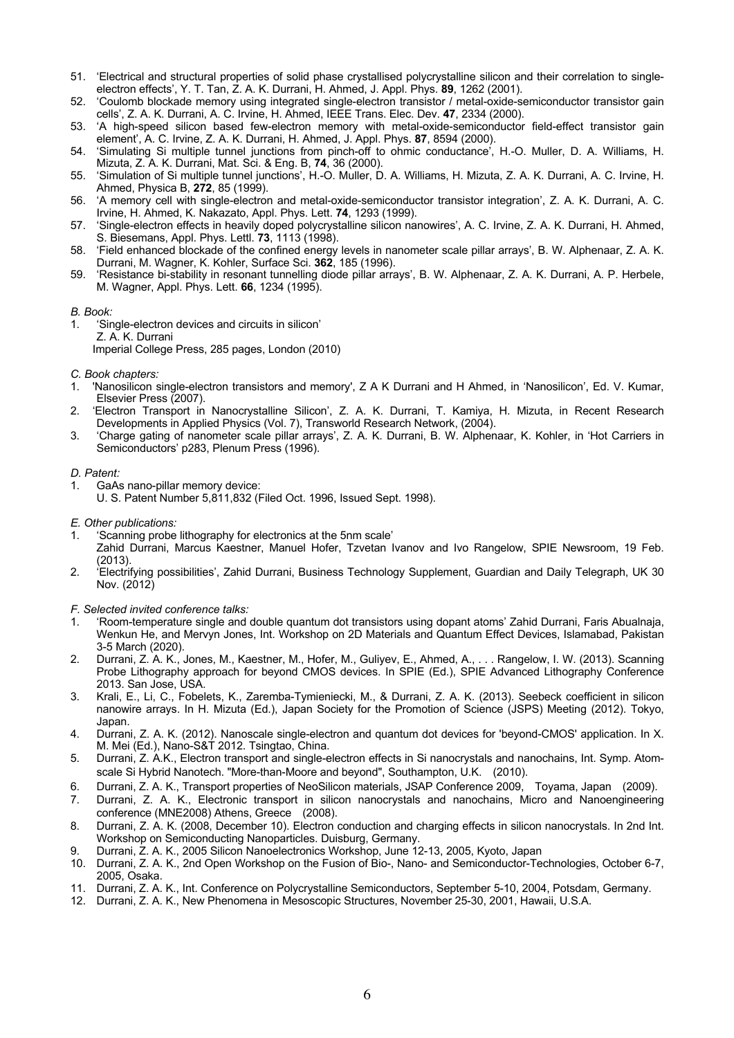51. 'Electrical and structural properties of solid phase crystallised polycrystalline silicon and their correlation to single-electron effects', Y. T. Tan, Z. A. K. Durrani, H. Ahmed, J. Appl. Phys. **89**, 1262 (2001).
52. 'Coulomb blockade memory using integrated single-electron transistor / metal-oxide-semiconductor transistor gain cells', Z. A. K. Durrani, A. C. Irvine, H. Ahmed, IEEE Trans. Elec. Dev. **47**, 2334 (2000).
53. 'A high-speed silicon based few-electron memory with metal-oxide-semiconductor field-effect transistor gain element', A. C. Irvine, Z. A. K. Durrani, H. Ahmed, J. Appl. Phys. **87**, 8594 (2000).
54. 'Simulating Si multiple tunnel junctions from pinch-off to ohmic conductance', H.-O. Muller, D. A. Williams, H. Mizuta, Z. A. K. Durrani, Mat. Sci. & Eng. B, **74**, 36 (2000).
55. 'Simulation of Si multiple tunnel junctions', H.-O. Muller, D. A. Williams, H. Mizuta, Z. A. K. Durrani, A. C. Irvine, H. Ahmed, Physica B, **272**, 85 (1999).
56. 'A memory cell with single-electron and metal-oxide-semiconductor transistor integration', Z. A. K. Durrani, A. C. Irvine, H. Ahmed, K. Nakazato, Appl. Phys. Lett. **74**, 1293 (1999).
57. 'Single-electron effects in heavily doped polycrystalline silicon nanowires', A. C. Irvine, Z. A. K. Durrani, H. Ahmed, S. Biesemans, Appl. Phys. Lettl. **73**, 1113 (1998).
58. 'Field enhanced blockade of the confined energy levels in nanometer scale pillar arrays', B. W. Alphenaar, Z. A. K. Durrani, M. Wagner, K. Kohler, Surface Sci. **362**, 185 (1996).
59. 'Resistance bi-stability in resonant tunnelling diode pillar arrays', B. W. Alphenaar, Z. A. K. Durrani, A. P. Herbele, M. Wagner, Appl. Phys. Lett. **66**, 1234 (1995).

*B. Book:*

1. 'Single-electron devices and circuits in silicon'
   Z. A. K. Durrani
   Imperial College Press, 285 pages, London (2010)

*C. Book chapters:*

1. 'Nanosilicon single-electron transistors and memory', Z A K Durrani and H Ahmed, in 'Nanosilicon', Ed. V. Kumar, Elsevier Press (2007).
2. 'Electron Transport in Nanocrystalline Silicon', Z. A. K. Durrani, T. Kamiya, H. Mizuta, in Recent Research Developments in Applied Physics (Vol. 7), Transworld Research Network, (2004).
3. 'Charge gating of nanometer scale pillar arrays', Z. A. K. Durrani, B. W. Alphenaar, K. Kohler, in 'Hot Carriers in Semiconductors' p283, Plenum Press (1996).

*D. Patent:*

1. GaAs nano-pillar memory device:
   U. S. Patent Number 5,811,832 (Filed Oct. 1996, Issued Sept. 1998).

*E. Other publications:*

1. 'Scanning probe lithography for electronics at the 5nm scale'
   Zahid Durrani, Marcus Kaestner, Manuel Hofer, Tzvetan Ivanov and Ivo Rangelow, SPIE Newsroom, 19 Feb. (2013).
2. 'Electrifying possibilities', Zahid Durrani, Business Technology Supplement, Guardian and Daily Telegraph, UK 30 Nov. (2012)

*F. Selected invited conference talks:*

1. 'Room-temperature single and double quantum dot transistors using dopant atoms' Zahid Durrani, Faris Abualnaja, Wenkun He, and Mervyn Jones, Int. Workshop on 2D Materials and Quantum Effect Devices, Islamabad, Pakistan 3-5 March (2020).
2. Durrani, Z. A. K., Jones, M., Kaestner, M., Hofer, M., Guliyev, E., Ahmed, A., . . . Rangelow, I. W. (2013). Scanning Probe Lithography approach for beyond CMOS devices. In SPIE (Ed.), SPIE Advanced Lithography Conference 2013. San Jose, USA.
3. Krali, E., Li, C., Fobelets, K., Zaremba-Tymieniecki, M., & Durrani, Z. A. K. (2013). Seebeck coefficient in silicon nanowire arrays. In H. Mizuta (Ed.), Japan Society for the Promotion of Science (JSPS) Meeting (2012). Tokyo, Japan.
4. Durrani, Z. A. K. (2012). Nanoscale single-electron and quantum dot devices for 'beyond-CMOS' application. In X. M. Mei (Ed.), Nano-S&T 2012. Tsingtao, China.
5. Durrani, Z. A.K., Electron transport and single-electron effects in Si nanocrystals and nanochains, Int. Symp. Atom-scale Si Hybrid Nanotech. "More-than-Moore and beyond", Southampton, U.K. (2010).
6. Durrani, Z. A. K., Transport properties of NeoSilicon materials, JSAP Conference 2009, Toyama, Japan (2009).
7. Durrani, Z. A. K., Electronic transport in silicon nanocrystals and nanochains, Micro and Nanoengineering conference (MNE2008) Athens, Greece (2008).
8. Durrani, Z. A. K. (2008, December 10). Electron conduction and charging effects in silicon nanocrystals. In 2nd Int. Workshop on Semiconducting Nanoparticles. Duisburg, Germany.
9. Durrani, Z. A. K., 2005 Silicon Nanoelectronics Workshop, June 12-13, 2005, Kyoto, Japan
10. Durrani, Z. A. K., 2nd Open Workshop on the Fusion of Bio-, Nano- and Semiconductor-Technologies, October 6-7, 2005, Osaka.
11. Durrani, Z. A. K., Int. Conference on Polycrystalline Semiconductors, September 5-10, 2004, Potsdam, Germany.
12. Durrani, Z. A. K., New Phenomena in Mesoscopic Structures, November 25-30, 2001, Hawaii, U.S.A.